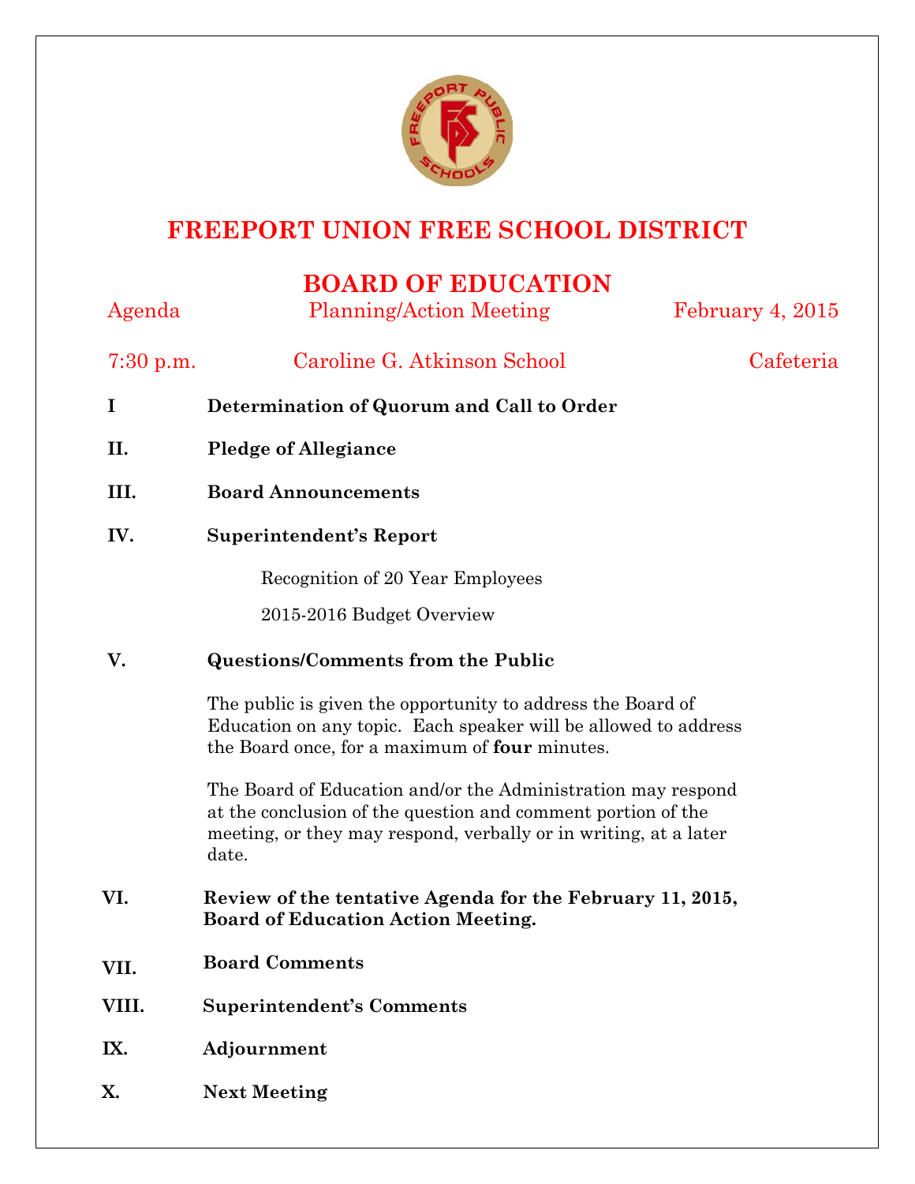# FREEPORT UNION FREE SCHOOL DISTRICT

## BOARD OF EDUCATION

Agenda Planning/Action Meeting February 4, 2015

7:30 p.m. Caroline G. Atkinson School Cafeteria

**I Determination of Quorum and Call to Order**

**II. Pledge of Allegiance**

**III. Board Announcements**

**IV. Superintendent's Report**

Recognition of 20 Year Employees

2015-2016 Budget Overview

**V. Questions/Comments from the Public**

The public is given the opportunity to address the Board of Education on any topic. Each speaker will be allowed to address the Board once, for a maximum of **four** minutes.

The Board of Education and/or the Administration may respond at the conclusion of the question and comment portion of the meeting, or they may respond, verbally or in writing, at a later date.

**VI. Review of the tentative Agenda for the February 11, 2015, Board of Education Action Meeting.**

**VII. Board Comments**

**VIII. Superintendent's Comments**

**IX. Adjournment**

**X. Next Meeting**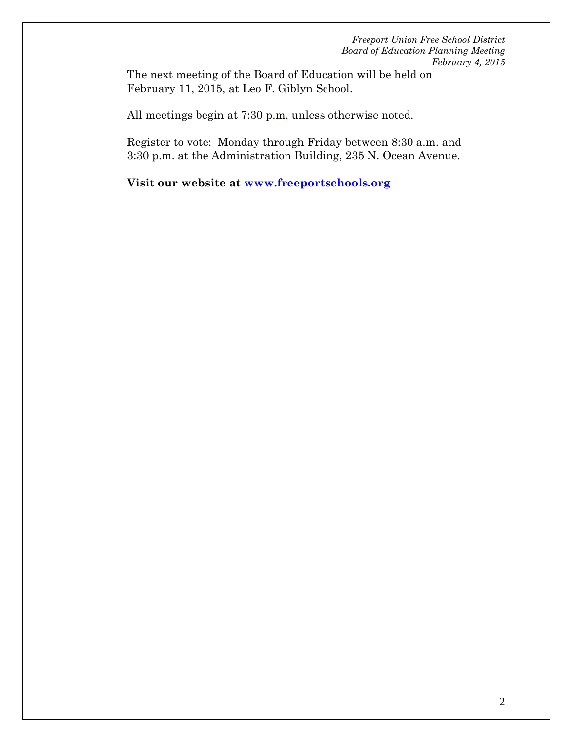The next meeting of the Board of Education will be held on February 11, 2015, at Leo F. Giblyn School.

All meetings begin at 7:30 p.m. unless otherwise noted.

Register to vote: Monday through Friday between 8:30 a.m. and 3:30 p.m. at the Administration Building, 235 N. Ocean Avenue.

**Visit our website at www.freeportschools.org**